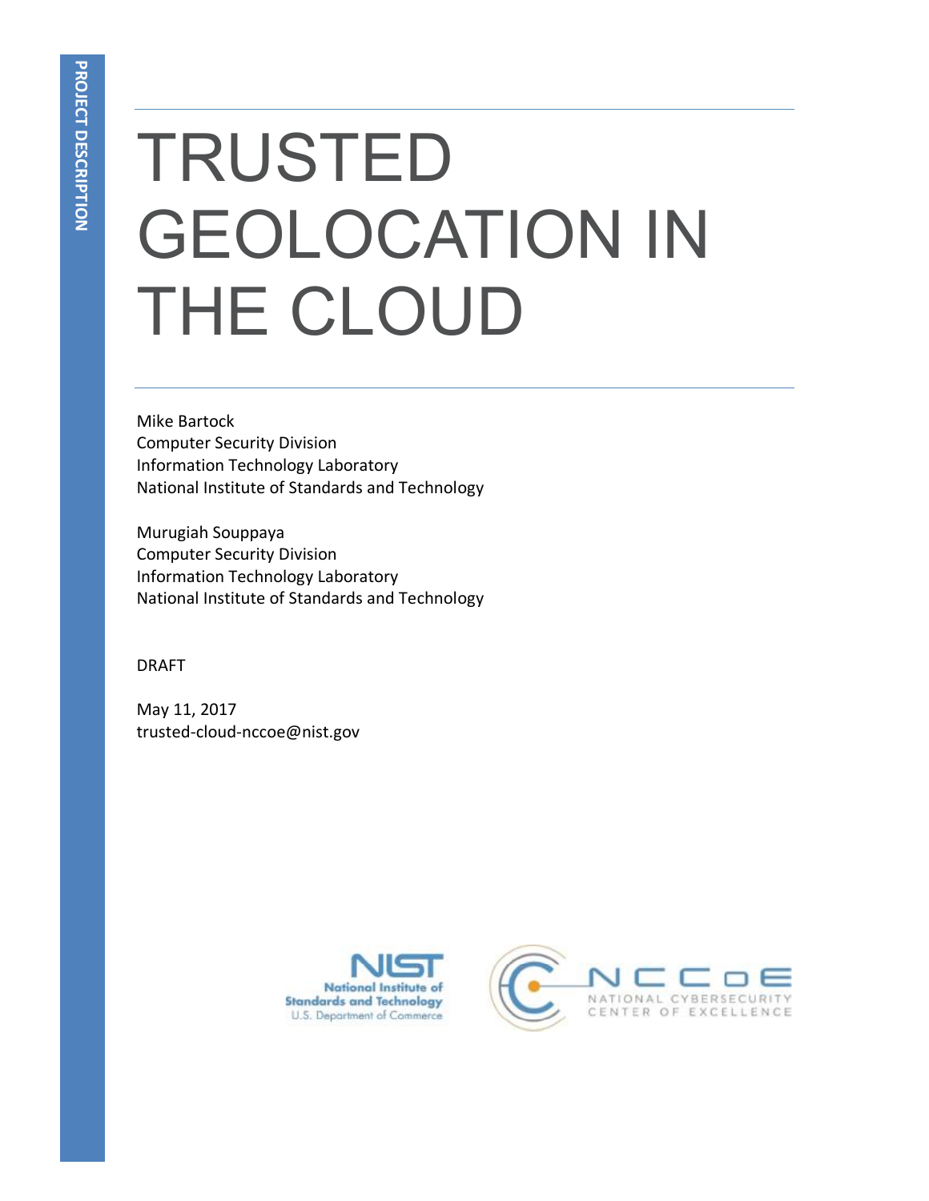PROJECT DESCRIPTION

# TRUSTED GEOLOCATION IN THE CLOUD

Mike Bartock
Computer Security Division
Information Technology Laboratory
National Institute of Standards and Technology

Murugiah Souppaya
Computer Security Division
Information Technology Laboratory
National Institute of Standards and Technology

DRAFT

May 11, 2017
trusted-cloud-nccoe@nist.gov

NIST National Institute of Standards and Technology U.S. Department of Commerce

NCCoE NATIONAL CYBERSECURITY CENTER OF EXCELLENCE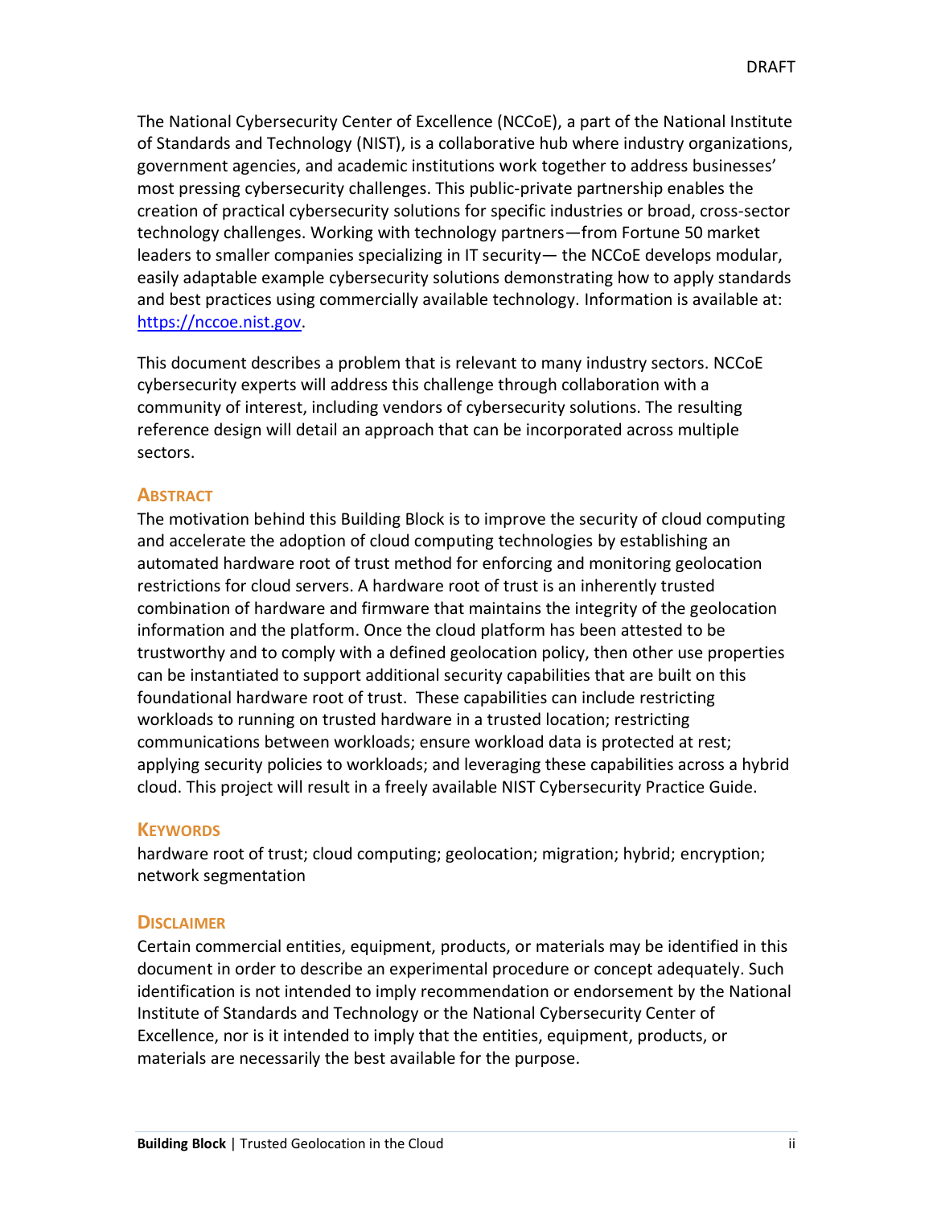The National Cybersecurity Center of Excellence (NCCoE), a part of the National Institute of Standards and Technology (NIST), is a collaborative hub where industry organizations, government agencies, and academic institutions work together to address businesses' most pressing cybersecurity challenges. This public-private partnership enables the creation of practical cybersecurity solutions for specific industries or broad, cross-sector technology challenges. Working with technology partners—from Fortune 50 market leaders to smaller companies specializing in IT security— the NCCoE develops modular, easily adaptable example cybersecurity solutions demonstrating how to apply standards and best practices using commercially available technology. Information is available at: [https://nccoe.nist.gov](https://nccoe.nist.gov).

This document describes a problem that is relevant to many industry sectors. NCCoE cybersecurity experts will address this challenge through collaboration with a community of interest, including vendors of cybersecurity solutions. The resulting reference design will detail an approach that can be incorporated across multiple sectors.

## Abstract

The motivation behind this Building Block is to improve the security of cloud computing and accelerate the adoption of cloud computing technologies by establishing an automated hardware root of trust method for enforcing and monitoring geolocation restrictions for cloud servers. A hardware root of trust is an inherently trusted combination of hardware and firmware that maintains the integrity of the geolocation information and the platform. Once the cloud platform has been attested to be trustworthy and to comply with a defined geolocation policy, then other use properties can be instantiated to support additional security capabilities that are built on this foundational hardware root of trust. These capabilities can include restricting workloads to running on trusted hardware in a trusted location; restricting communications between workloads; ensure workload data is protected at rest; applying security policies to workloads; and leveraging these capabilities across a hybrid cloud. This project will result in a freely available NIST Cybersecurity Practice Guide.

## Keywords

hardware root of trust; cloud computing; geolocation; migration; hybrid; encryption; network segmentation

## Disclaimer

Certain commercial entities, equipment, products, or materials may be identified in this document in order to describe an experimental procedure or concept adequately. Such identification is not intended to imply recommendation or endorsement by the National Institute of Standards and Technology or the National Cybersecurity Center of Excellence, nor is it intended to imply that the entities, equipment, products, or materials are necessarily the best available for the purpose.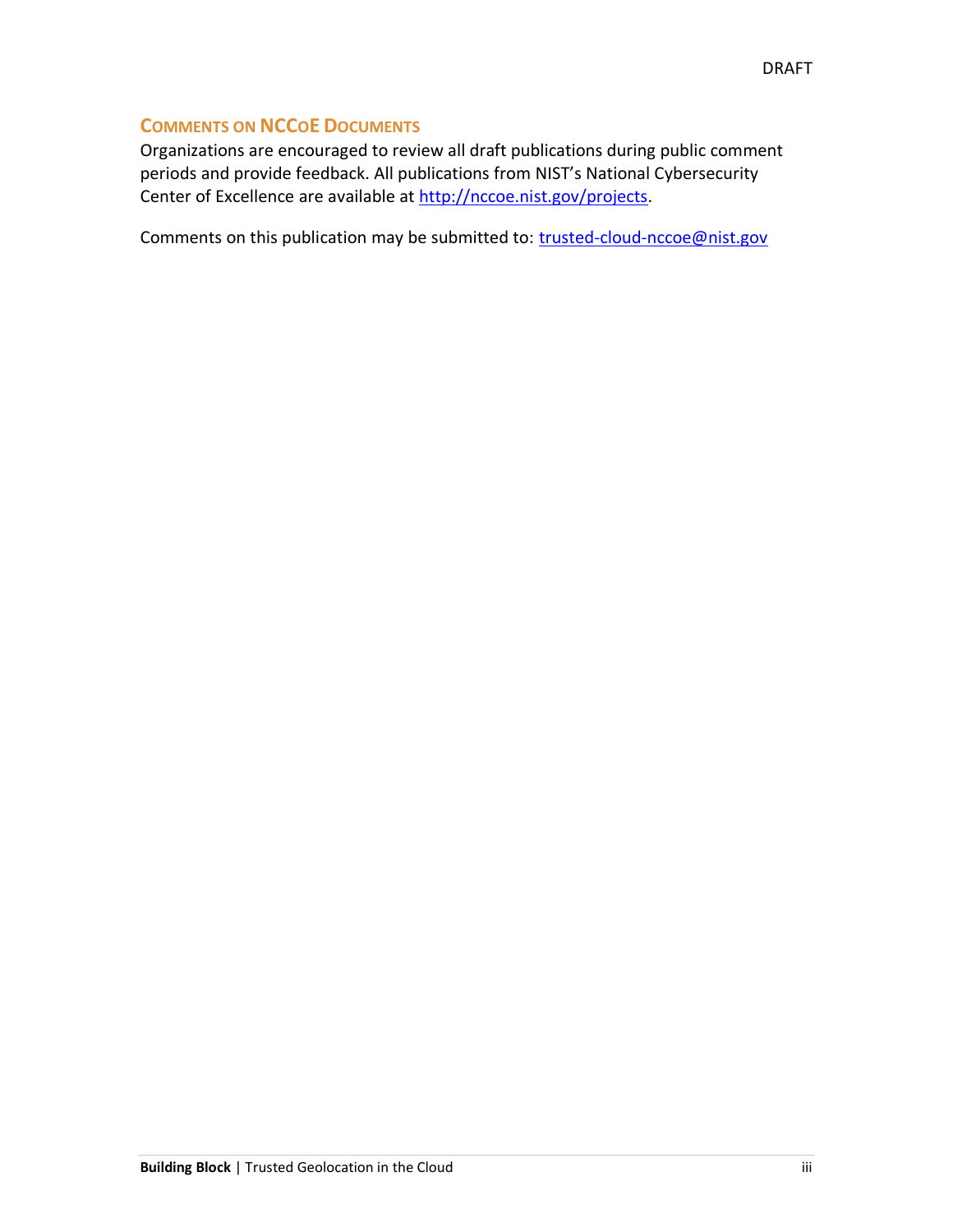## Comments on NCCoE Documents

Organizations are encouraged to review all draft publications during public comment periods and provide feedback. All publications from NIST's National Cybersecurity Center of Excellence are available at http://nccoe.nist.gov/projects.

Comments on this publication may be submitted to: trusted-cloud-nccoe@nist.gov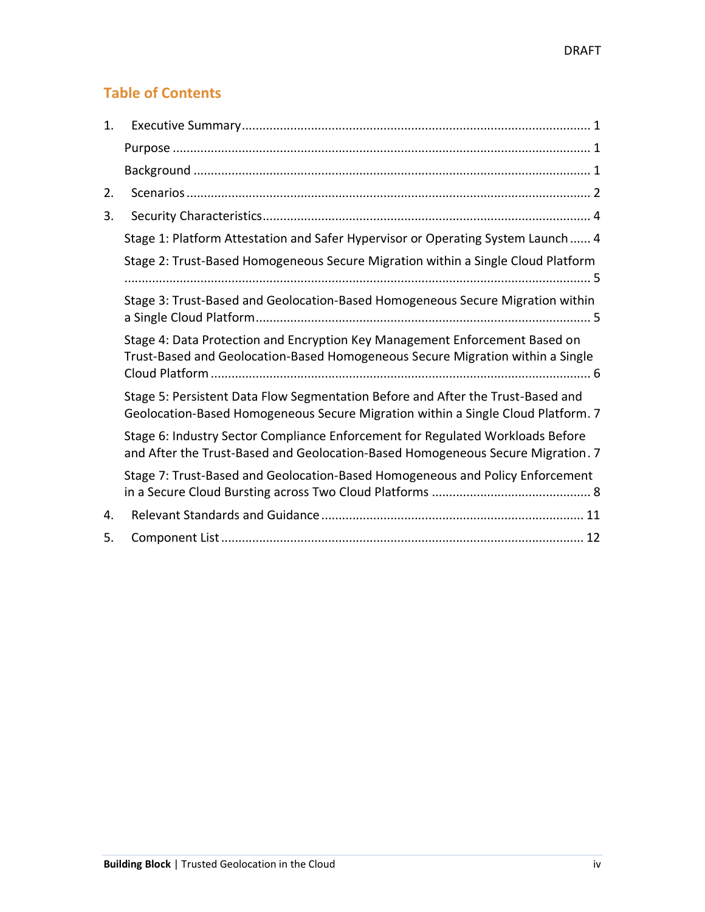## Table of Contents

1. Executive Summary ........................................................................................ 1
   - Purpose ........................................................................................ 1
   - Background ........................................................................................ 1
2. Scenarios ........................................................................................ 2
3. Security Characteristics ........................................................................................ 4
   - Stage 1: Platform Attestation and Safer Hypervisor or Operating System Launch ...... 4
   - Stage 2: Trust-Based Homogeneous Secure Migration within a Single Cloud Platform ........................................................................................ 5
   - Stage 3: Trust-Based and Geolocation-Based Homogeneous Secure Migration within a Single Cloud Platform ........................................................................................ 5
   - Stage 4: Data Protection and Encryption Key Management Enforcement Based on Trust-Based and Geolocation-Based Homogeneous Secure Migration within a Single Cloud Platform ........................................................................................ 6
   - Stage 5: Persistent Data Flow Segmentation Before and After the Trust-Based and Geolocation-Based Homogeneous Secure Migration within a Single Cloud Platform. 7
   - Stage 6: Industry Sector Compliance Enforcement for Regulated Workloads Before and After the Trust-Based and Geolocation-Based Homogeneous Secure Migration. 7
   - Stage 7: Trust-Based and Geolocation-Based Homogeneous and Policy Enforcement in a Secure Cloud Bursting across Two Cloud Platforms ............................................ 8
4. Relevant Standards and Guidance ........................................................................ 11
5. Component List ........................................................................................ 12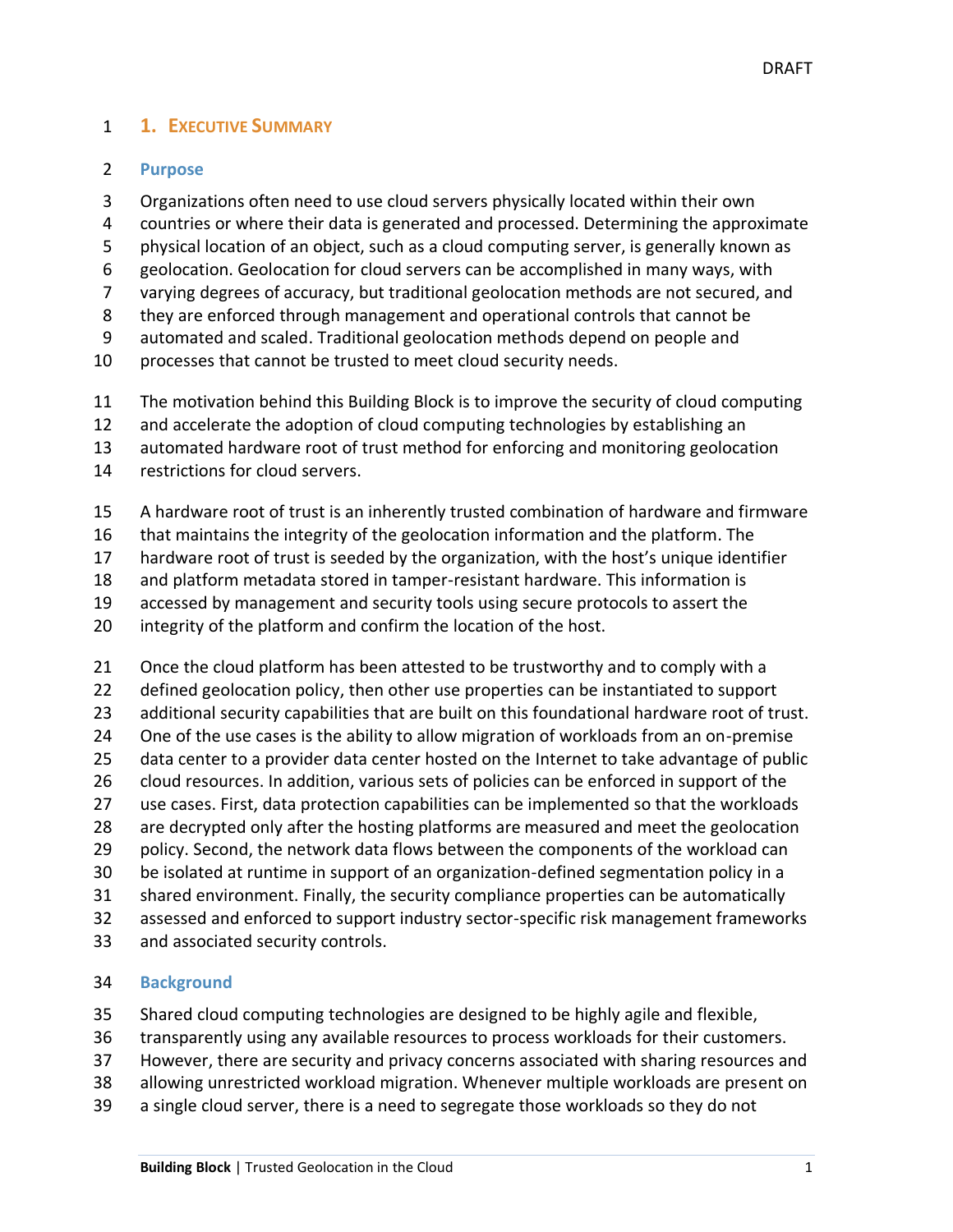# 1. Executive Summary

## Purpose

Organizations often need to use cloud servers physically located within their own countries or where their data is generated and processed. Determining the approximate physical location of an object, such as a cloud computing server, is generally known as geolocation. Geolocation for cloud servers can be accomplished in many ways, with varying degrees of accuracy, but traditional geolocation methods are not secured, and they are enforced through management and operational controls that cannot be automated and scaled. Traditional geolocation methods depend on people and processes that cannot be trusted to meet cloud security needs.

The motivation behind this Building Block is to improve the security of cloud computing and accelerate the adoption of cloud computing technologies by establishing an automated hardware root of trust method for enforcing and monitoring geolocation restrictions for cloud servers.

A hardware root of trust is an inherently trusted combination of hardware and firmware that maintains the integrity of the geolocation information and the platform. The hardware root of trust is seeded by the organization, with the host's unique identifier and platform metadata stored in tamper-resistant hardware. This information is accessed by management and security tools using secure protocols to assert the integrity of the platform and confirm the location of the host.

Once the cloud platform has been attested to be trustworthy and to comply with a defined geolocation policy, then other use properties can be instantiated to support additional security capabilities that are built on this foundational hardware root of trust. One of the use cases is the ability to allow migration of workloads from an on-premise data center to a provider data center hosted on the Internet to take advantage of public cloud resources. In addition, various sets of policies can be enforced in support of the use cases. First, data protection capabilities can be implemented so that the workloads are decrypted only after the hosting platforms are measured and meet the geolocation policy. Second, the network data flows between the components of the workload can be isolated at runtime in support of an organization-defined segmentation policy in a shared environment. Finally, the security compliance properties can be automatically assessed and enforced to support industry sector-specific risk management frameworks and associated security controls.

## Background

Shared cloud computing technologies are designed to be highly agile and flexible, transparently using any available resources to process workloads for their customers. However, there are security and privacy concerns associated with sharing resources and allowing unrestricted workload migration. Whenever multiple workloads are present on a single cloud server, there is a need to segregate those workloads so they do not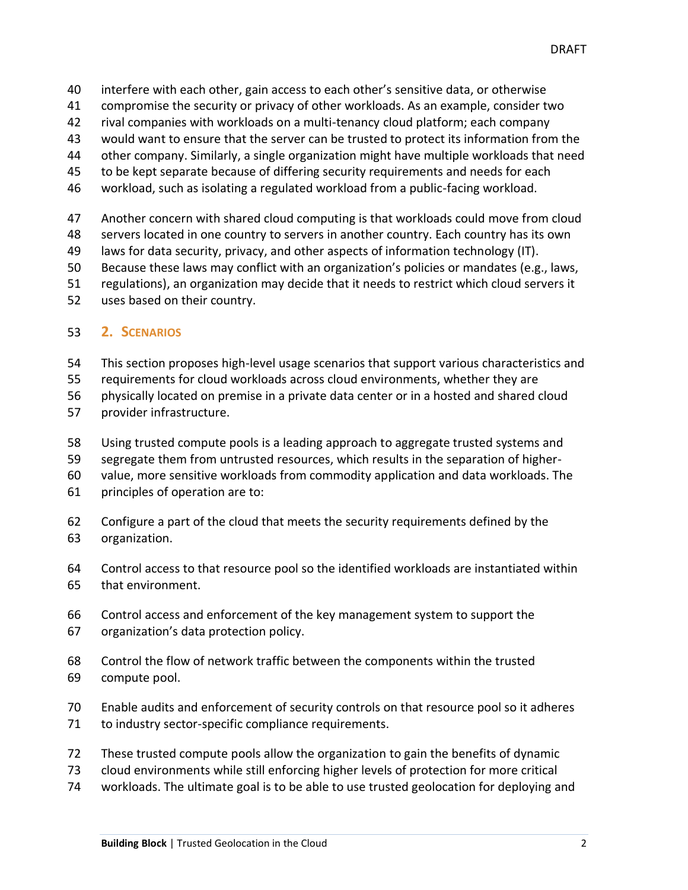interfere with each other, gain access to each other's sensitive data, or otherwise compromise the security or privacy of other workloads. As an example, consider two rival companies with workloads on a multi-tenancy cloud platform; each company would want to ensure that the server can be trusted to protect its information from the other company. Similarly, a single organization might have multiple workloads that need to be kept separate because of differing security requirements and needs for each workload, such as isolating a regulated workload from a public-facing workload.

Another concern with shared cloud computing is that workloads could move from cloud servers located in one country to servers in another country. Each country has its own laws for data security, privacy, and other aspects of information technology (IT). Because these laws may conflict with an organization's policies or mandates (e.g., laws, regulations), an organization may decide that it needs to restrict which cloud servers it uses based on their country.

## 2. Scenarios

This section proposes high-level usage scenarios that support various characteristics and requirements for cloud workloads across cloud environments, whether they are physically located on premise in a private data center or in a hosted and shared cloud provider infrastructure.

Using trusted compute pools is a leading approach to aggregate trusted systems and segregate them from untrusted resources, which results in the separation of higher-value, more sensitive workloads from commodity application and data workloads. The principles of operation are to:

Configure a part of the cloud that meets the security requirements defined by the organization.

Control access to that resource pool so the identified workloads are instantiated within that environment.

Control access and enforcement of the key management system to support the organization's data protection policy.

Control the flow of network traffic between the components within the trusted compute pool.

Enable audits and enforcement of security controls on that resource pool so it adheres to industry sector-specific compliance requirements.

These trusted compute pools allow the organization to gain the benefits of dynamic cloud environments while still enforcing higher levels of protection for more critical workloads. The ultimate goal is to be able to use trusted geolocation for deploying and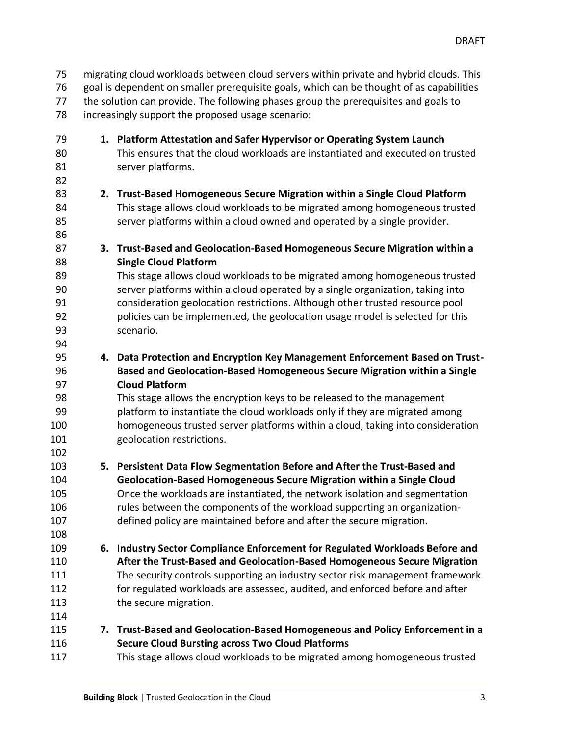migrating cloud workloads between cloud servers within private and hybrid clouds. This goal is dependent on smaller prerequisite goals, which can be thought of as capabilities the solution can provide. The following phases group the prerequisites and goals to increasingly support the proposed usage scenario:

1. **Platform Attestation and Safer Hypervisor or Operating System Launch**
   This ensures that the cloud workloads are instantiated and executed on trusted server platforms.

2. **Trust-Based Homogeneous Secure Migration within a Single Cloud Platform**
   This stage allows cloud workloads to be migrated among homogeneous trusted server platforms within a cloud owned and operated by a single provider.

3. **Trust-Based and Geolocation-Based Homogeneous Secure Migration within a Single Cloud Platform**
   This stage allows cloud workloads to be migrated among homogeneous trusted server platforms within a cloud operated by a single organization, taking into consideration geolocation restrictions. Although other trusted resource pool policies can be implemented, the geolocation usage model is selected for this scenario.

4. **Data Protection and Encryption Key Management Enforcement Based on Trust-Based and Geolocation-Based Homogeneous Secure Migration within a Single Cloud Platform**
   This stage allows the encryption keys to be released to the management platform to instantiate the cloud workloads only if they are migrated among homogeneous trusted server platforms within a cloud, taking into consideration geolocation restrictions.

5. **Persistent Data Flow Segmentation Before and After the Trust-Based and Geolocation-Based Homogeneous Secure Migration within a Single Cloud**
   Once the workloads are instantiated, the network isolation and segmentation rules between the components of the workload supporting an organization-defined policy are maintained before and after the secure migration.

6. **Industry Sector Compliance Enforcement for Regulated Workloads Before and After the Trust-Based and Geolocation-Based Homogeneous Secure Migration**
   The security controls supporting an industry sector risk management framework for regulated workloads are assessed, audited, and enforced before and after the secure migration.

7. **Trust-Based and Geolocation-Based Homogeneous and Policy Enforcement in a Secure Cloud Bursting across Two Cloud Platforms**
   This stage allows cloud workloads to be migrated among homogeneous trusted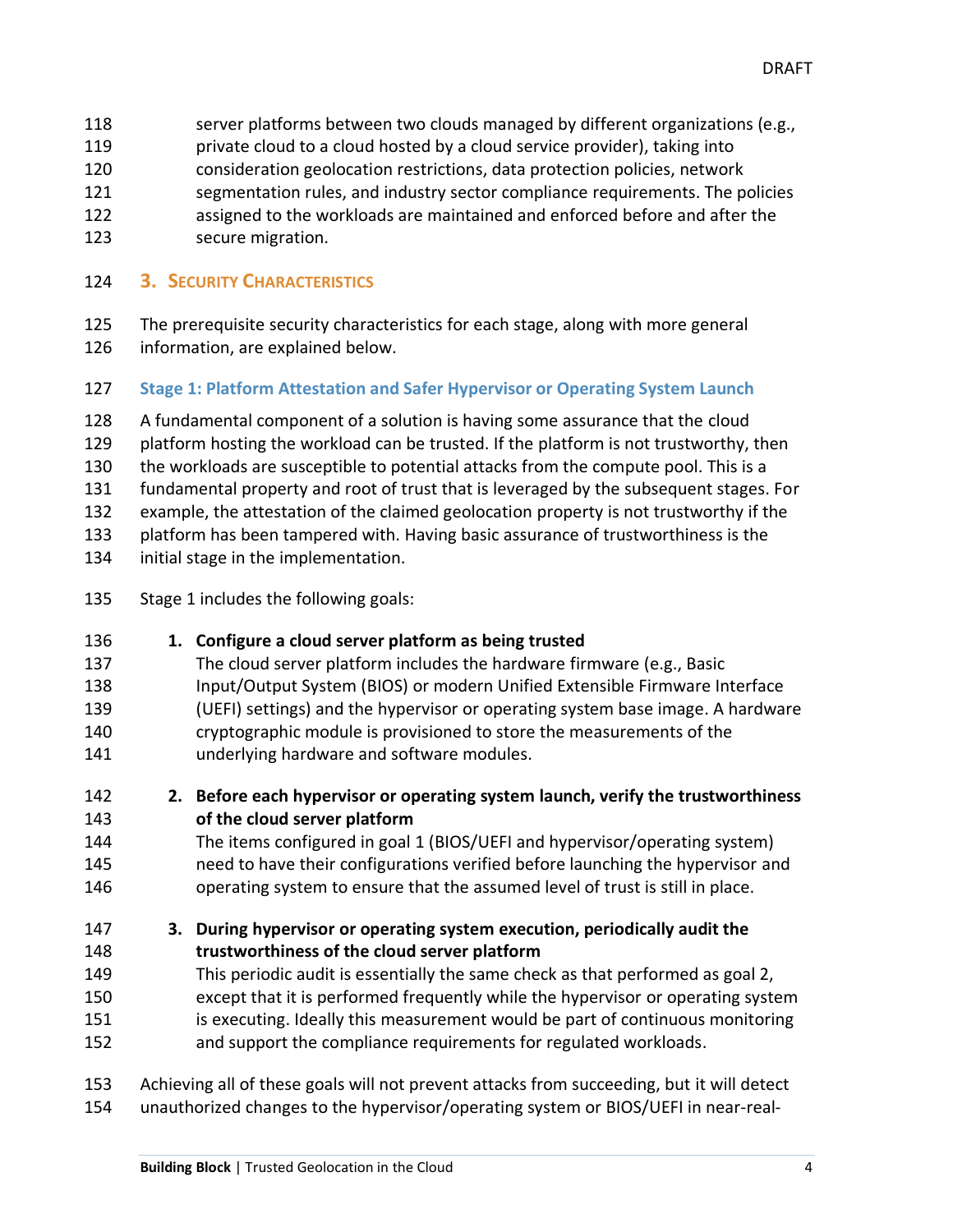server platforms between two clouds managed by different organizations (e.g., private cloud to a cloud hosted by a cloud service provider), taking into consideration geolocation restrictions, data protection policies, network segmentation rules, and industry sector compliance requirements. The policies assigned to the workloads are maintained and enforced before and after the secure migration.

## 3. Security Characteristics

The prerequisite security characteristics for each stage, along with more general information, are explained below.

### Stage 1: Platform Attestation and Safer Hypervisor or Operating System Launch

A fundamental component of a solution is having some assurance that the cloud platform hosting the workload can be trusted. If the platform is not trustworthy, then the workloads are susceptible to potential attacks from the compute pool. This is a fundamental property and root of trust that is leveraged by the subsequent stages. For example, the attestation of the claimed geolocation property is not trustworthy if the platform has been tampered with. Having basic assurance of trustworthiness is the initial stage in the implementation.

Stage 1 includes the following goals:

1. **Configure a cloud server platform as being trusted**
   The cloud server platform includes the hardware firmware (e.g., Basic Input/Output System (BIOS) or modern Unified Extensible Firmware Interface (UEFI) settings) and the hypervisor or operating system base image. A hardware cryptographic module is provisioned to store the measurements of the underlying hardware and software modules.

2. **Before each hypervisor or operating system launch, verify the trustworthiness of the cloud server platform**
   The items configured in goal 1 (BIOS/UEFI and hypervisor/operating system) need to have their configurations verified before launching the hypervisor and operating system to ensure that the assumed level of trust is still in place.

3. **During hypervisor or operating system execution, periodically audit the trustworthiness of the cloud server platform**
   This periodic audit is essentially the same check as that performed as goal 2, except that it is performed frequently while the hypervisor or operating system is executing. Ideally this measurement would be part of continuous monitoring and support the compliance requirements for regulated workloads.

Achieving all of these goals will not prevent attacks from succeeding, but it will detect unauthorized changes to the hypervisor/operating system or BIOS/UEFI in near-real-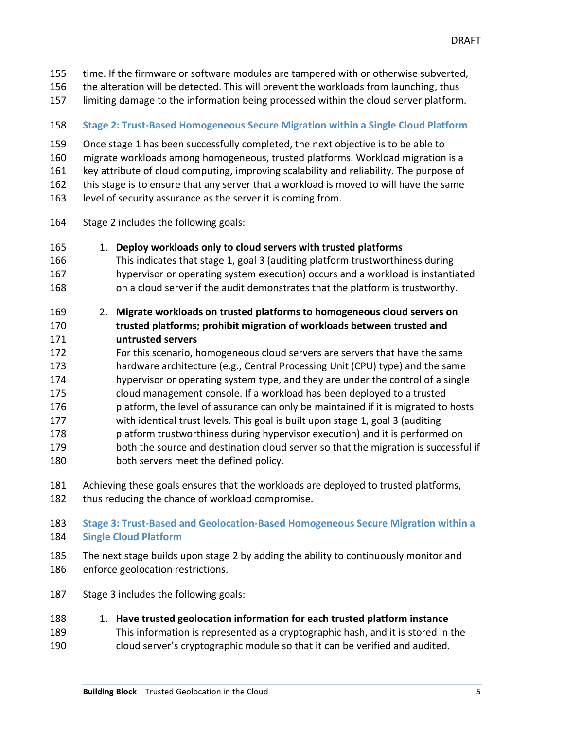time. If the firmware or software modules are tampered with or otherwise subverted, the alteration will be detected. This will prevent the workloads from launching, thus limiting damage to the information being processed within the cloud server platform.

### Stage 2: Trust-Based Homogeneous Secure Migration within a Single Cloud Platform

Once stage 1 has been successfully completed, the next objective is to be able to migrate workloads among homogeneous, trusted platforms. Workload migration is a key attribute of cloud computing, improving scalability and reliability. The purpose of this stage is to ensure that any server that a workload is moved to will have the same level of security assurance as the server it is coming from.

Stage 2 includes the following goals:

1. **Deploy workloads only to cloud servers with trusted platforms**
   This indicates that stage 1, goal 3 (auditing platform trustworthiness during hypervisor or operating system execution) occurs and a workload is instantiated on a cloud server if the audit demonstrates that the platform is trustworthy.

2. **Migrate workloads on trusted platforms to homogeneous cloud servers on trusted platforms; prohibit migration of workloads between trusted and untrusted servers**
   For this scenario, homogeneous cloud servers are servers that have the same hardware architecture (e.g., Central Processing Unit (CPU) type) and the same hypervisor or operating system type, and they are under the control of a single cloud management console. If a workload has been deployed to a trusted platform, the level of assurance can only be maintained if it is migrated to hosts with identical trust levels. This goal is built upon stage 1, goal 3 (auditing platform trustworthiness during hypervisor execution) and it is performed on both the source and destination cloud server so that the migration is successful if both servers meet the defined policy.

Achieving these goals ensures that the workloads are deployed to trusted platforms, thus reducing the chance of workload compromise.

### Stage 3: Trust-Based and Geolocation-Based Homogeneous Secure Migration within a Single Cloud Platform

The next stage builds upon stage 2 by adding the ability to continuously monitor and enforce geolocation restrictions.

Stage 3 includes the following goals:

1. **Have trusted geolocation information for each trusted platform instance**
   This information is represented as a cryptographic hash, and it is stored in the cloud server's cryptographic module so that it can be verified and audited.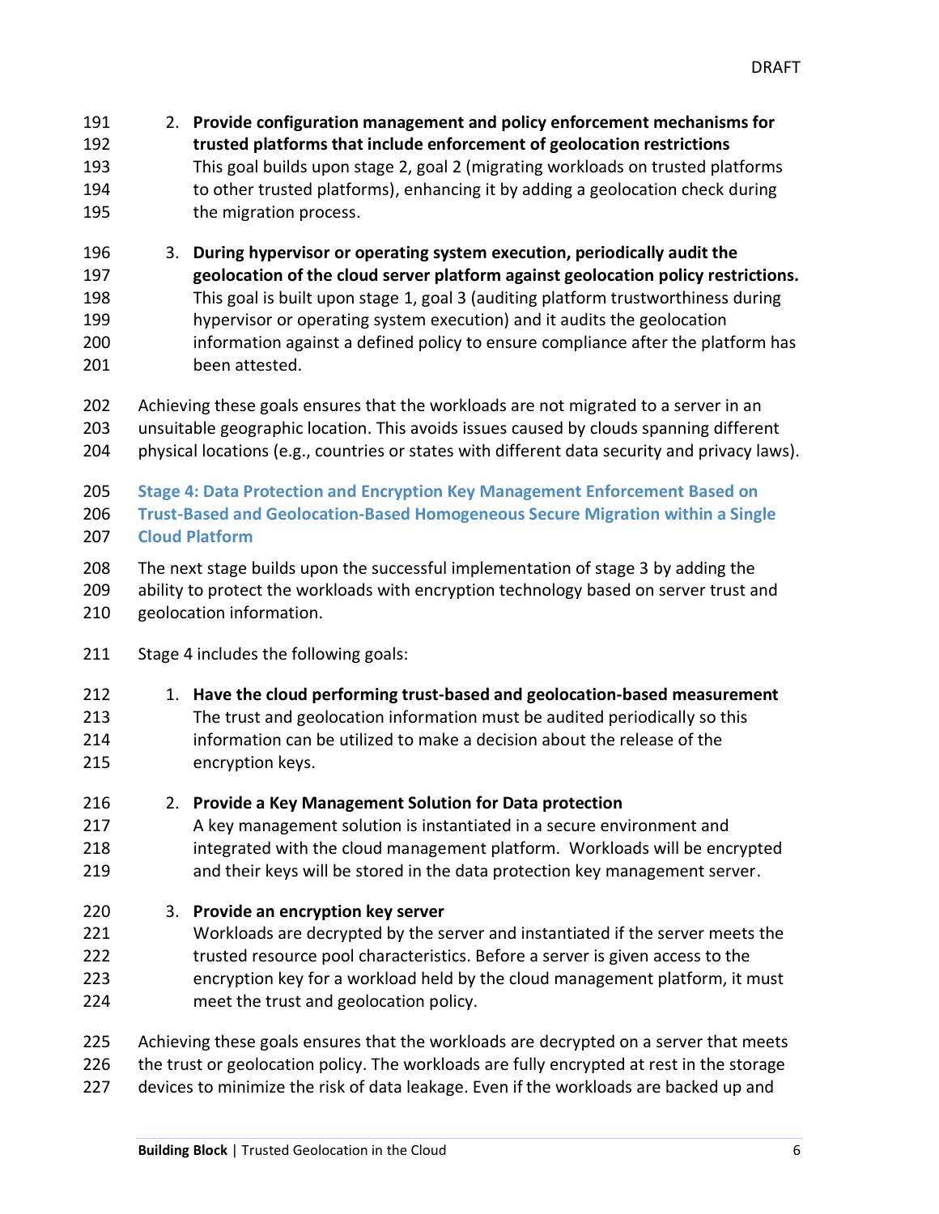2. **Provide configuration management and policy enforcement mechanisms for trusted platforms that include enforcement of geolocation restrictions**
   This goal builds upon stage 2, goal 2 (migrating workloads on trusted platforms to other trusted platforms), enhancing it by adding a geolocation check during the migration process.

3. **During hypervisor or operating system execution, periodically audit the geolocation of the cloud server platform against geolocation policy restrictions.**
   This goal is built upon stage 1, goal 3 (auditing platform trustworthiness during hypervisor or operating system execution) and it audits the geolocation information against a defined policy to ensure compliance after the platform has been attested.

Achieving these goals ensures that the workloads are not migrated to a server in an unsuitable geographic location. This avoids issues caused by clouds spanning different physical locations (e.g., countries or states with different data security and privacy laws).

### Stage 4: Data Protection and Encryption Key Management Enforcement Based on Trust-Based and Geolocation-Based Homogeneous Secure Migration within a Single Cloud Platform

The next stage builds upon the successful implementation of stage 3 by adding the ability to protect the workloads with encryption technology based on server trust and geolocation information.

Stage 4 includes the following goals:

1. **Have the cloud performing trust-based and geolocation-based measurement**
   The trust and geolocation information must be audited periodically so this information can be utilized to make a decision about the release of the encryption keys.

2. **Provide a Key Management Solution for Data protection**
   A key management solution is instantiated in a secure environment and integrated with the cloud management platform. Workloads will be encrypted and their keys will be stored in the data protection key management server.

3. **Provide an encryption key server**
   Workloads are decrypted by the server and instantiated if the server meets the trusted resource pool characteristics. Before a server is given access to the encryption key for a workload held by the cloud management platform, it must meet the trust and geolocation policy.

Achieving these goals ensures that the workloads are decrypted on a server that meets the trust or geolocation policy. The workloads are fully encrypted at rest in the storage devices to minimize the risk of data leakage. Even if the workloads are backed up and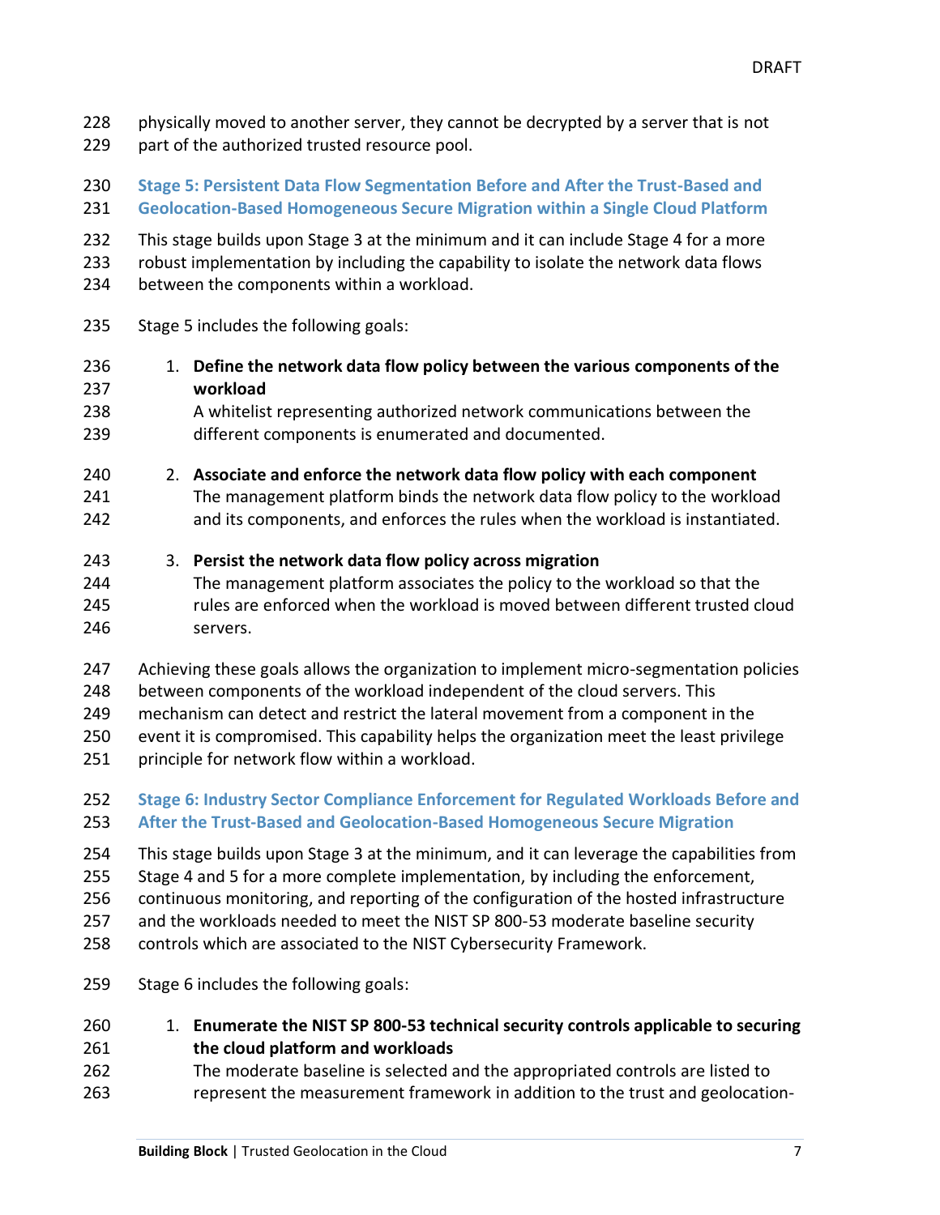physically moved to another server, they cannot be decrypted by a server that is not part of the authorized trusted resource pool.

### Stage 5: Persistent Data Flow Segmentation Before and After the Trust-Based and Geolocation-Based Homogeneous Secure Migration within a Single Cloud Platform

This stage builds upon Stage 3 at the minimum and it can include Stage 4 for a more robust implementation by including the capability to isolate the network data flows between the components within a workload.

Stage 5 includes the following goals:

1. **Define the network data flow policy between the various components of the workload**
   A whitelist representing authorized network communications between the different components is enumerated and documented.

2. **Associate and enforce the network data flow policy with each component**
   The management platform binds the network data flow policy to the workload and its components, and enforces the rules when the workload is instantiated.

3. **Persist the network data flow policy across migration**
   The management platform associates the policy to the workload so that the rules are enforced when the workload is moved between different trusted cloud servers.

Achieving these goals allows the organization to implement micro-segmentation policies between components of the workload independent of the cloud servers. This mechanism can detect and restrict the lateral movement from a component in the event it is compromised. This capability helps the organization meet the least privilege principle for network flow within a workload.

### Stage 6: Industry Sector Compliance Enforcement for Regulated Workloads Before and After the Trust-Based and Geolocation-Based Homogeneous Secure Migration

This stage builds upon Stage 3 at the minimum, and it can leverage the capabilities from Stage 4 and 5 for a more complete implementation, by including the enforcement, continuous monitoring, and reporting of the configuration of the hosted infrastructure and the workloads needed to meet the NIST SP 800-53 moderate baseline security controls which are associated to the NIST Cybersecurity Framework.

Stage 6 includes the following goals:

1. **Enumerate the NIST SP 800-53 technical security controls applicable to securing the cloud platform and workloads**
   The moderate baseline is selected and the appropriated controls are listed to represent the measurement framework in addition to the trust and geolocation-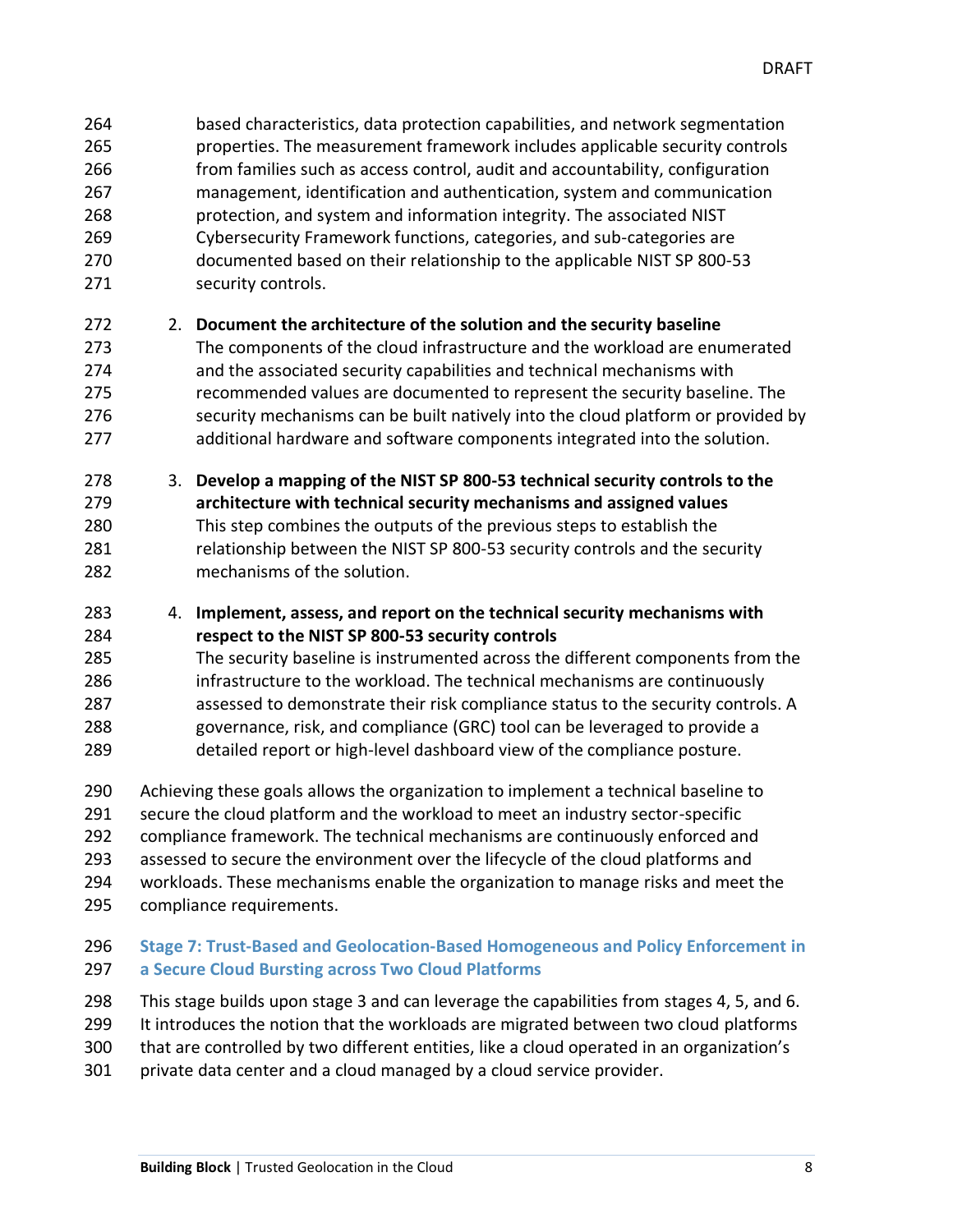based characteristics, data protection capabilities, and network segmentation properties. The measurement framework includes applicable security controls from families such as access control, audit and accountability, configuration management, identification and authentication, system and communication protection, and system and information integrity. The associated NIST Cybersecurity Framework functions, categories, and sub-categories are documented based on their relationship to the applicable NIST SP 800-53 security controls.

2. **Document the architecture of the solution and the security baseline**
   The components of the cloud infrastructure and the workload are enumerated and the associated security capabilities and technical mechanisms with recommended values are documented to represent the security baseline. The security mechanisms can be built natively into the cloud platform or provided by additional hardware and software components integrated into the solution.

3. **Develop a mapping of the NIST SP 800-53 technical security controls to the architecture with technical security mechanisms and assigned values**
   This step combines the outputs of the previous steps to establish the relationship between the NIST SP 800-53 security controls and the security mechanisms of the solution.

4. **Implement, assess, and report on the technical security mechanisms with respect to the NIST SP 800-53 security controls**
   The security baseline is instrumented across the different components from the infrastructure to the workload. The technical mechanisms are continuously assessed to demonstrate their risk compliance status to the security controls. A governance, risk, and compliance (GRC) tool can be leveraged to provide a detailed report or high-level dashboard view of the compliance posture.

Achieving these goals allows the organization to implement a technical baseline to secure the cloud platform and the workload to meet an industry sector-specific compliance framework. The technical mechanisms are continuously enforced and assessed to secure the environment over the lifecycle of the cloud platforms and workloads. These mechanisms enable the organization to manage risks and meet the compliance requirements.

### Stage 7: Trust-Based and Geolocation-Based Homogeneous and Policy Enforcement in a Secure Cloud Bursting across Two Cloud Platforms

This stage builds upon stage 3 and can leverage the capabilities from stages 4, 5, and 6. It introduces the notion that the workloads are migrated between two cloud platforms that are controlled by two different entities, like a cloud operated in an organization's private data center and a cloud managed by a cloud service provider.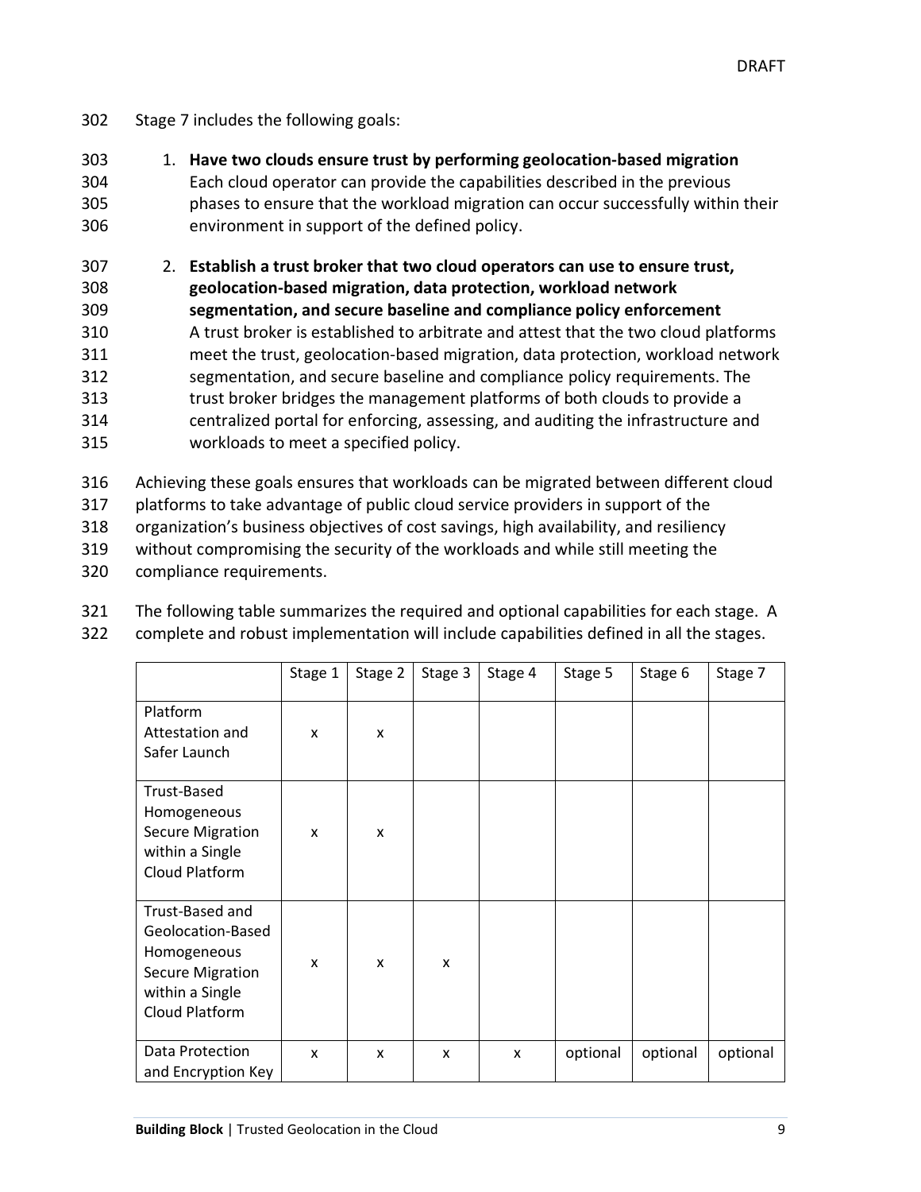Stage 7 includes the following goals:

1. **Have two clouds ensure trust by performing geolocation-based migration**
   Each cloud operator can provide the capabilities described in the previous phases to ensure that the workload migration can occur successfully within their environment in support of the defined policy.

2. **Establish a trust broker that two cloud operators can use to ensure trust, geolocation-based migration, data protection, workload network segmentation, and secure baseline and compliance policy enforcement**
   A trust broker is established to arbitrate and attest that the two cloud platforms meet the trust, geolocation-based migration, data protection, workload network segmentation, and secure baseline and compliance policy requirements. The trust broker bridges the management platforms of both clouds to provide a centralized portal for enforcing, assessing, and auditing the infrastructure and workloads to meet a specified policy.

Achieving these goals ensures that workloads can be migrated between different cloud platforms to take advantage of public cloud service providers in support of the organization's business objectives of cost savings, high availability, and resiliency without compromising the security of the workloads and while still meeting the compliance requirements.

The following table summarizes the required and optional capabilities for each stage. A complete and robust implementation will include capabilities defined in all the stages.

| | Stage 1 | Stage 2 | Stage 3 | Stage 4 | Stage 5 | Stage 6 | Stage 7 |
|---|---|---|---|---|---|---|---|
| Platform Attestation and Safer Launch | x | x | | | | | |
| Trust-Based Homogeneous Secure Migration within a Single Cloud Platform | x | x | | | | | |
| Trust-Based and Geolocation-Based Homogeneous Secure Migration within a Single Cloud Platform | x | x | x | | | | |
| Data Protection and Encryption Key | x | x | x | x | optional | optional | optional |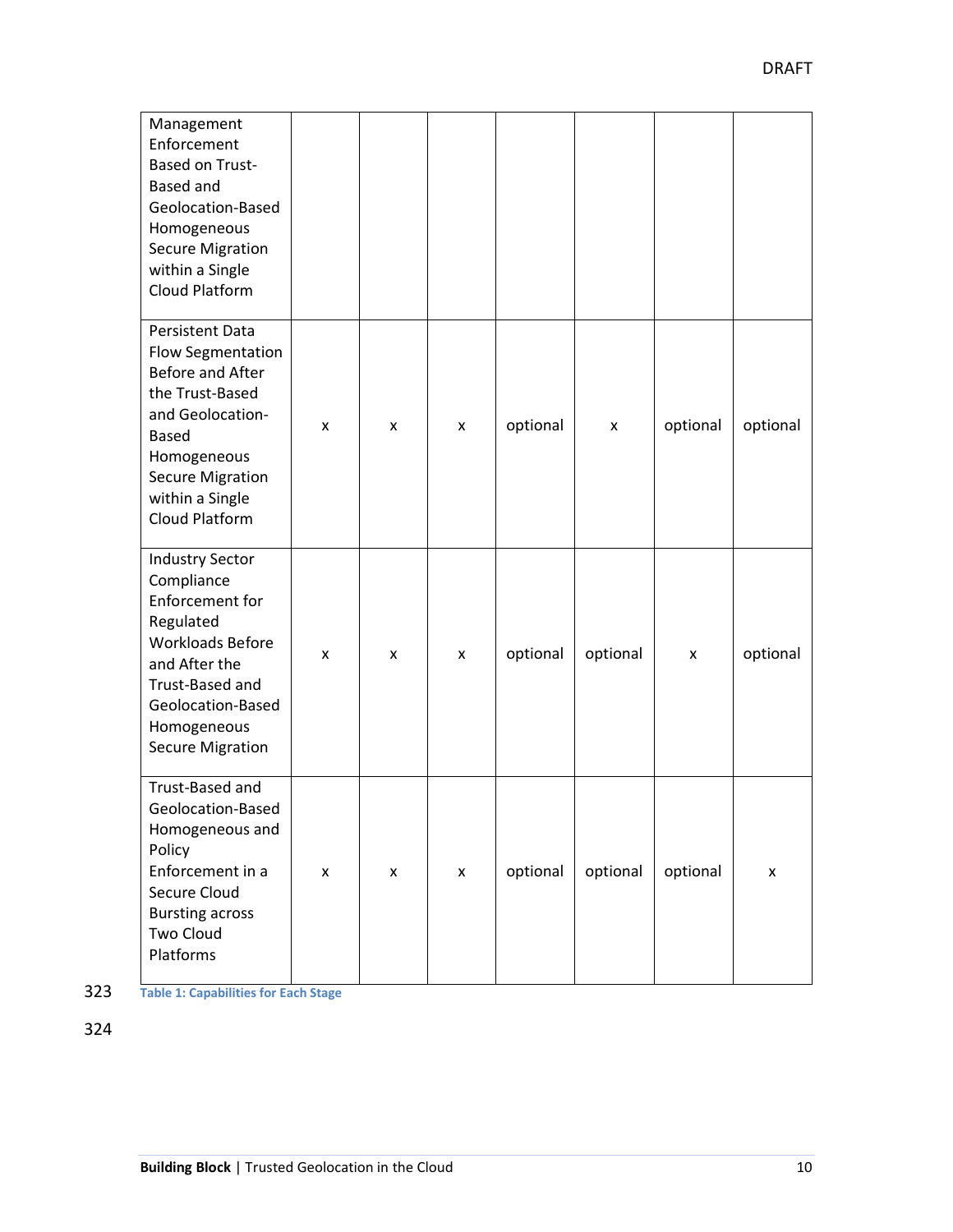| | | | | | | | |
|---|---|---|---|---|---|---|---|
| Management Enforcement Based on Trust-Based and Geolocation-Based Homogeneous Secure Migration within a Single Cloud Platform | | | | | | | |
| Persistent Data Flow Segmentation Before and After the Trust-Based and Geolocation-Based Homogeneous Secure Migration within a Single Cloud Platform | x | x | x | optional | x | optional | optional |
| Industry Sector Compliance Enforcement for Regulated Workloads Before and After the Trust-Based and Geolocation-Based Homogeneous Secure Migration | x | x | x | optional | optional | x | optional |
| Trust-Based and Geolocation-Based Homogeneous and Policy Enforcement in a Secure Cloud Bursting across Two Cloud Platforms | x | x | x | optional | optional | optional | x |

323 **Table 1: Capabilities for Each Stage**

324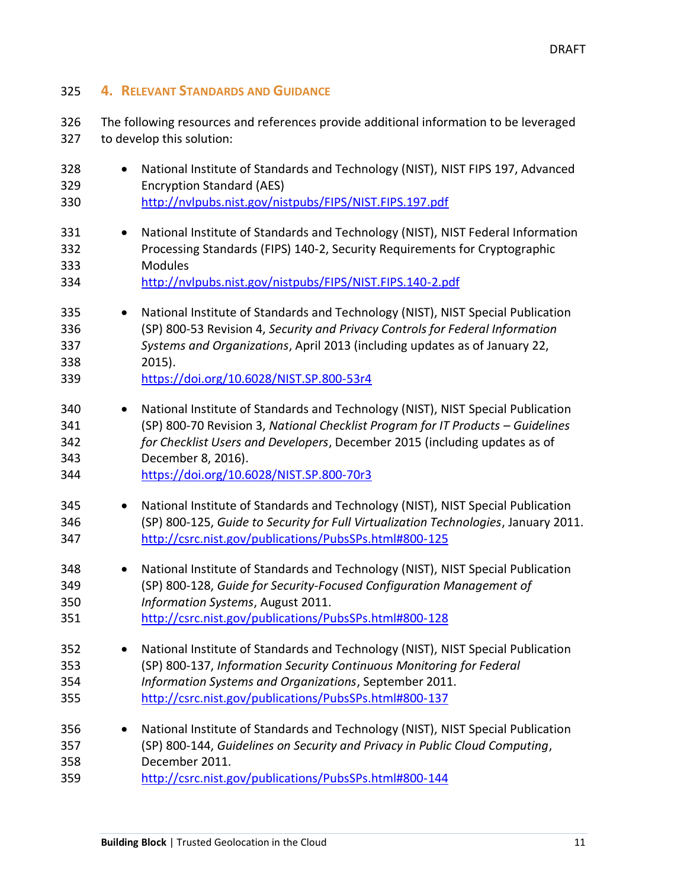## 4. Relevant Standards and Guidance

The following resources and references provide additional information to be leveraged to develop this solution:

- National Institute of Standards and Technology (NIST), NIST FIPS 197, Advanced Encryption Standard (AES)
  http://nvlpubs.nist.gov/nistpubs/FIPS/NIST.FIPS.197.pdf

- National Institute of Standards and Technology (NIST), NIST Federal Information Processing Standards (FIPS) 140-2, Security Requirements for Cryptographic Modules
  http://nvlpubs.nist.gov/nistpubs/FIPS/NIST.FIPS.140-2.pdf

- National Institute of Standards and Technology (NIST), NIST Special Publication (SP) 800-53 Revision 4, *Security and Privacy Controls for Federal Information Systems and Organizations*, April 2013 (including updates as of January 22, 2015).
  https://doi.org/10.6028/NIST.SP.800-53r4

- National Institute of Standards and Technology (NIST), NIST Special Publication (SP) 800-70 Revision 3, *National Checklist Program for IT Products – Guidelines for Checklist Users and Developers*, December 2015 (including updates as of December 8, 2016).
  https://doi.org/10.6028/NIST.SP.800-70r3

- National Institute of Standards and Technology (NIST), NIST Special Publication (SP) 800-125, *Guide to Security for Full Virtualization Technologies*, January 2011.
  http://csrc.nist.gov/publications/PubsSPs.html#800-125

- National Institute of Standards and Technology (NIST), NIST Special Publication (SP) 800-128, *Guide for Security-Focused Configuration Management of Information Systems*, August 2011.
  http://csrc.nist.gov/publications/PubsSPs.html#800-128

- National Institute of Standards and Technology (NIST), NIST Special Publication (SP) 800-137, *Information Security Continuous Monitoring for Federal Information Systems and Organizations*, September 2011.
  http://csrc.nist.gov/publications/PubsSPs.html#800-137

- National Institute of Standards and Technology (NIST), NIST Special Publication (SP) 800-144, *Guidelines on Security and Privacy in Public Cloud Computing*, December 2011.
  http://csrc.nist.gov/publications/PubsSPs.html#800-144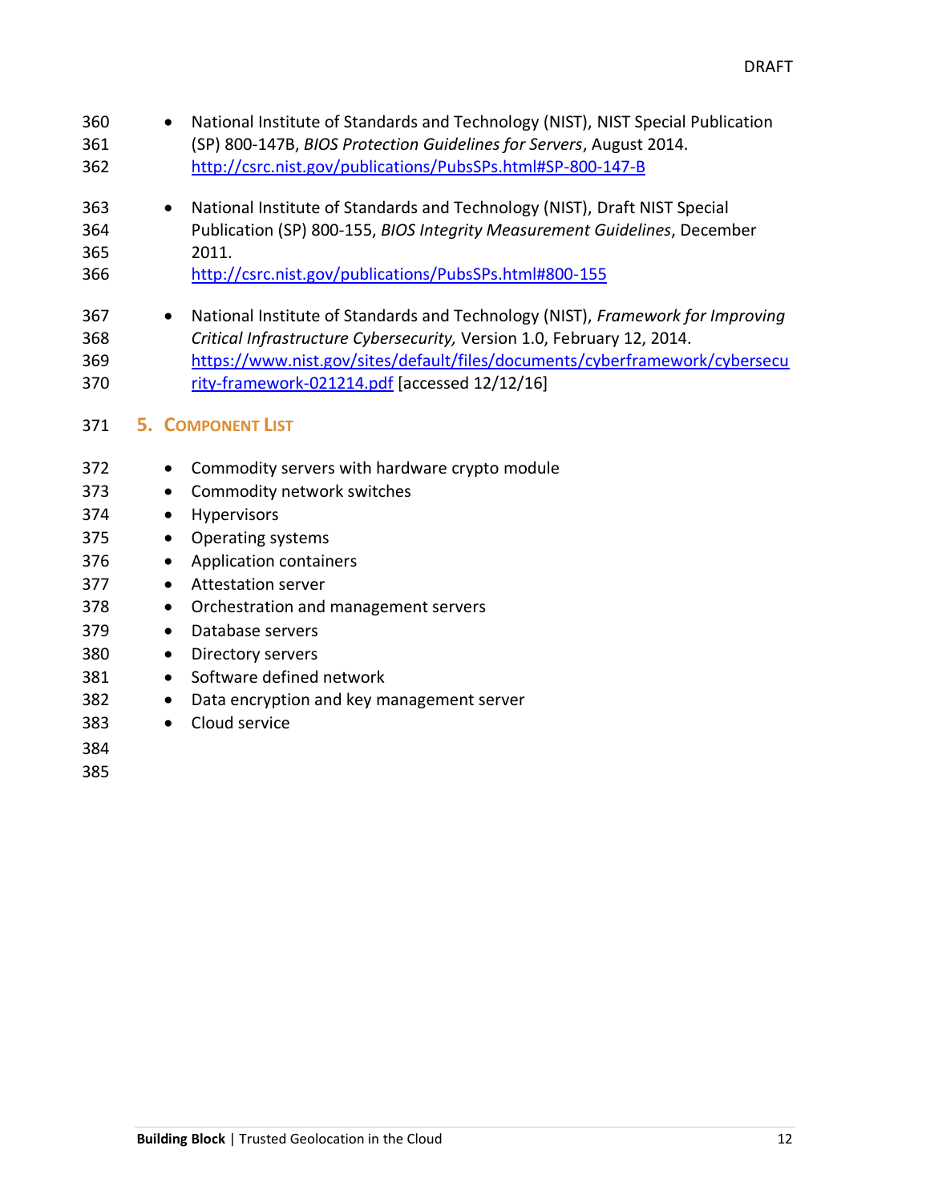- National Institute of Standards and Technology (NIST), NIST Special Publication (SP) 800-147B, *BIOS Protection Guidelines for Servers*, August 2014. http://csrc.nist.gov/publications/PubsSPs.html#SP-800-147-B

- National Institute of Standards and Technology (NIST), Draft NIST Special Publication (SP) 800-155, *BIOS Integrity Measurement Guidelines*, December 2011. http://csrc.nist.gov/publications/PubsSPs.html#800-155

- National Institute of Standards and Technology (NIST), *Framework for Improving Critical Infrastructure Cybersecurity,* Version 1.0, February 12, 2014. https://www.nist.gov/sites/default/files/documents/cyberframework/cybersecurity-framework-021214.pdf [accessed 12/12/16]

## 5. Component List

- Commodity servers with hardware crypto module
- Commodity network switches
- Hypervisors
- Operating systems
- Application containers
- Attestation server
- Orchestration and management servers
- Database servers
- Directory servers
- Software defined network
- Data encryption and key management server
- Cloud service